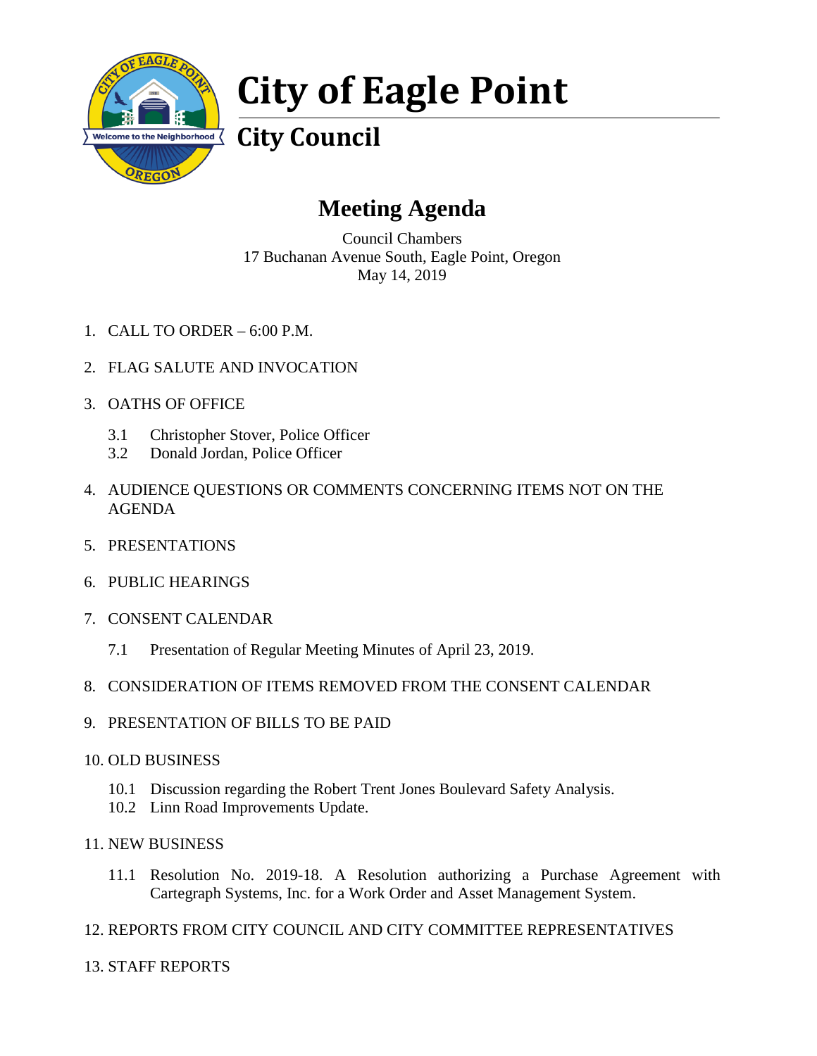# City of Eagle Point

## City Council

## Meeting Agenda

Council Chambers
17 Buchanan Avenue South, Eagle Point, Oregon
May 14, 2019

1. CALL TO ORDER – 6:00 P.M.

2. FLAG SALUTE AND INVOCATION

3. OATHS OF OFFICE

   3.1 Christopher Stover, Police Officer
   3.2 Donald Jordan, Police Officer

4. AUDIENCE QUESTIONS OR COMMENTS CONCERNING ITEMS NOT ON THE AGENDA

5. PRESENTATIONS

6. PUBLIC HEARINGS

7. CONSENT CALENDAR

   7.1 Presentation of Regular Meeting Minutes of April 23, 2019.

8. CONSIDERATION OF ITEMS REMOVED FROM THE CONSENT CALENDAR

9. PRESENTATION OF BILLS TO BE PAID

10. OLD BUSINESS

    10.1 Discussion regarding the Robert Trent Jones Boulevard Safety Analysis.
    10.2 Linn Road Improvements Update.

11. NEW BUSINESS

    11.1 Resolution No. 2019-18. A Resolution authorizing a Purchase Agreement with Cartegraph Systems, Inc. for a Work Order and Asset Management System.

12. REPORTS FROM CITY COUNCIL AND CITY COMMITTEE REPRESENTATIVES

13. STAFF REPORTS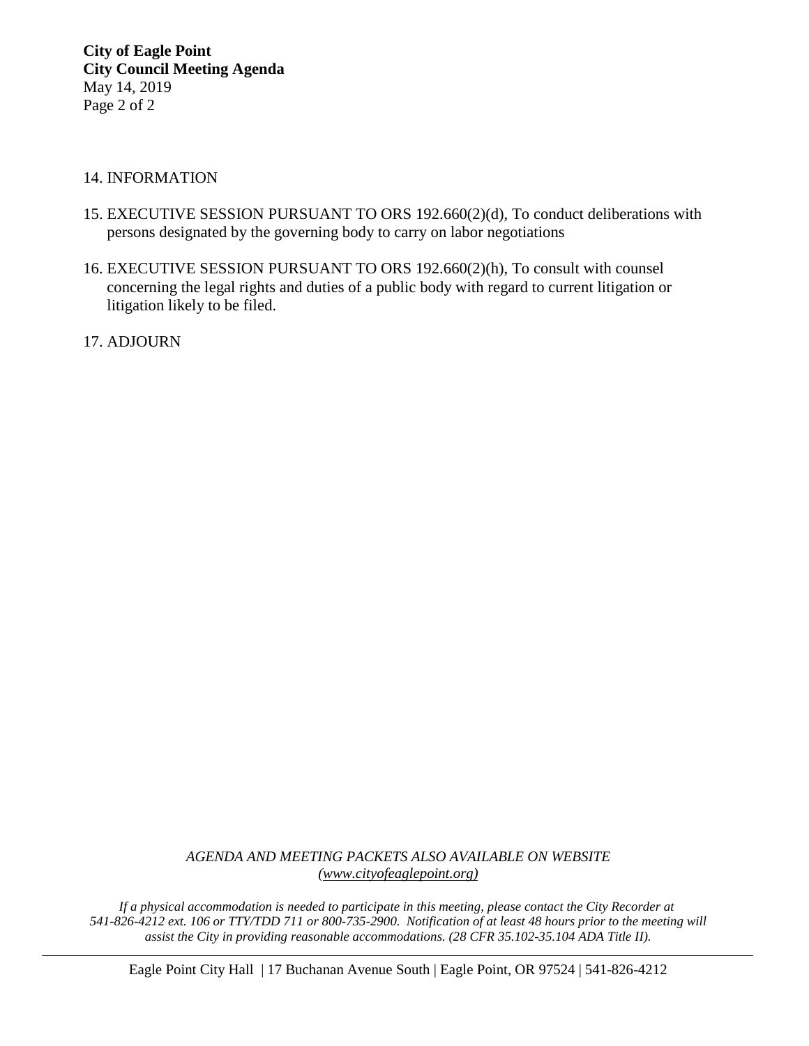14. INFORMATION

15. EXECUTIVE SESSION PURSUANT TO ORS 192.660(2)(d), To conduct deliberations with persons designated by the governing body to carry on labor negotiations

16. EXECUTIVE SESSION PURSUANT TO ORS 192.660(2)(h), To consult with counsel concerning the legal rights and duties of a public body with regard to current litigation or litigation likely to be filed.

17. ADJOURN

*AGENDA AND MEETING PACKETS ALSO AVAILABLE ON WEBSITE (www.cityofeaglepoint.org)*

*If a physical accommodation is needed to participate in this meeting, please contact the City Recorder at 541-826-4212 ext. 106 or TTY/TDD 711 or 800-735-2900. Notification of at least 48 hours prior to the meeting will assist the City in providing reasonable accommodations. (28 CFR 35.102-35.104 ADA Title II).*

Eagle Point City Hall | 17 Buchanan Avenue South | Eagle Point, OR 97524 | 541-826-4212